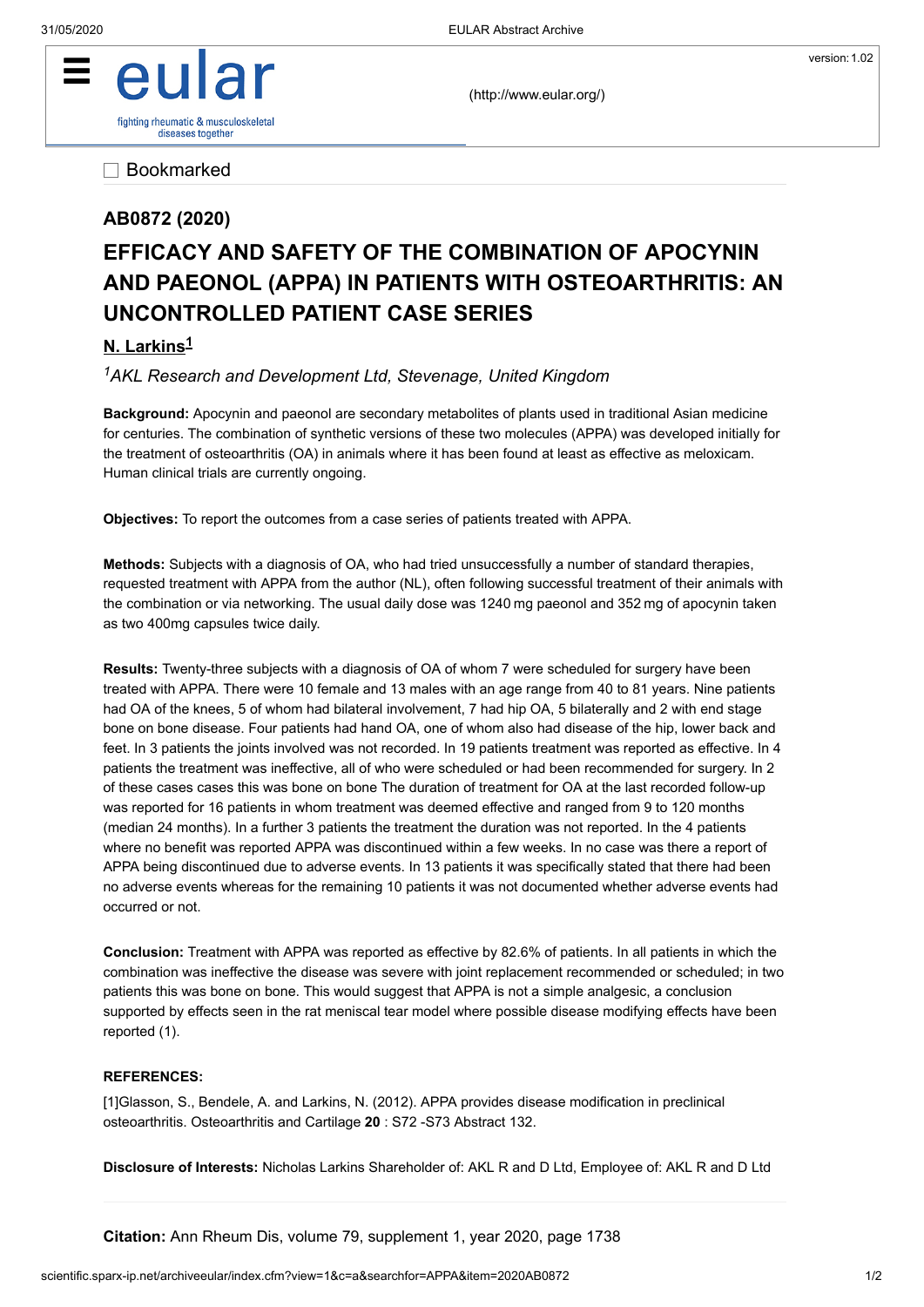AB0872 (2020)

# EFFICACY AND SAFETY OF THE COMBINATION OF APOCYNIN AND PAEONOL (APPA) IN PATIENTS WITH OSTEOARTHRITIS: AN UNCONTROLLED PATIENT CASE SERIES

**N. Larkins[1]**

*[1]AKL Research and Development Ltd, Stevenage, United Kingdom*

**Background:** Apocynin and paeonol are secondary metabolites of plants used in traditional Asian medicine for centuries. The combination of synthetic versions of these two molecules (APPA) was developed initially for the treatment of osteoarthritis (OA) in animals where it has been found at least as effective as meloxicam. Human clinical trials are currently ongoing.

**Objectives:** To report the outcomes from a case series of patients treated with APPA.

**Methods:** Subjects with a diagnosis of OA, who had tried unsuccessfully a number of standard therapies, requested treatment with APPA from the author (NL), often following successful treatment of their animals with the combination or via networking. The usual daily dose was 1240 mg paeonol and 352 mg of apocynin taken as two 400mg capsules twice daily.

**Results:** Twenty-three subjects with a diagnosis of OA of whom 7 were scheduled for surgery have been treated with APPA. There were 10 female and 13 males with an age range from 40 to 81 years. Nine patients had OA of the knees, 5 of whom had bilateral involvement, 7 had hip OA, 5 bilaterally and 2 with end stage bone on bone disease. Four patients had hand OA, one of whom also had disease of the hip, lower back and feet. In 3 patients the joints involved was not recorded. In 19 patients treatment was reported as effective. In 4 patients the treatment was ineffective, all of who were scheduled or had been recommended for surgery. In 2 of these cases cases this was bone on bone The duration of treatment for OA at the last recorded follow-up was reported for 16 patients in whom treatment was deemed effective and ranged from 9 to 120 months (median 24 months). In a further 3 patients the treatment the duration was not reported. In the 4 patients where no benefit was reported APPA was discontinued within a few weeks. In no case was there a report of APPA being discontinued due to adverse events. In 13 patients it was specifically stated that there had been no adverse events whereas for the remaining 10 patients it was not documented whether adverse events had occurred or not.

**Conclusion:** Treatment with APPA was reported as effective by 82.6% of patients. In all patients in which the combination was ineffective the disease was severe with joint replacement recommended or scheduled; in two patients this was bone on bone. This would suggest that APPA is not a simple analgesic, a conclusion supported by effects seen in the rat meniscal tear model where possible disease modifying effects have been reported (1).

**REFERENCES:**

[1]Glasson, S., Bendele, A. and Larkins, N. (2012). APPA provides disease modification in preclinical osteoarthritis. Osteoarthritis and Cartilage **20** : S72 -S73 Abstract 132.

**Disclosure of Interests:** Nicholas Larkins Shareholder of: AKL R and D Ltd, Employee of: AKL R and D Ltd

**Citation:** Ann Rheum Dis, volume 79, supplement 1, year 2020, page 1738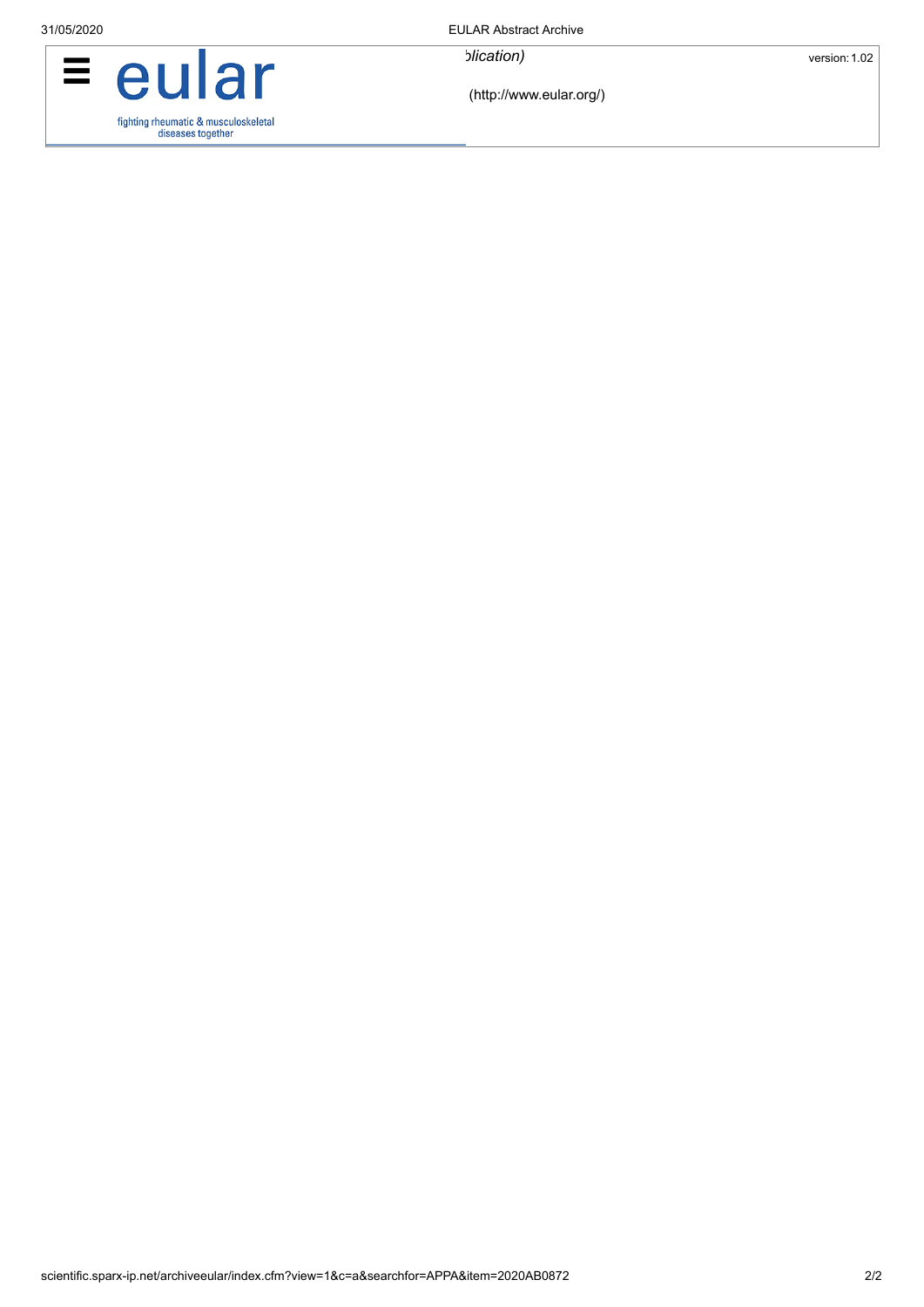eular

fighting rheumatic & musculoskeletal diseases together

*ɔlication)*

(http://www.eular.org/)

version: 1.02